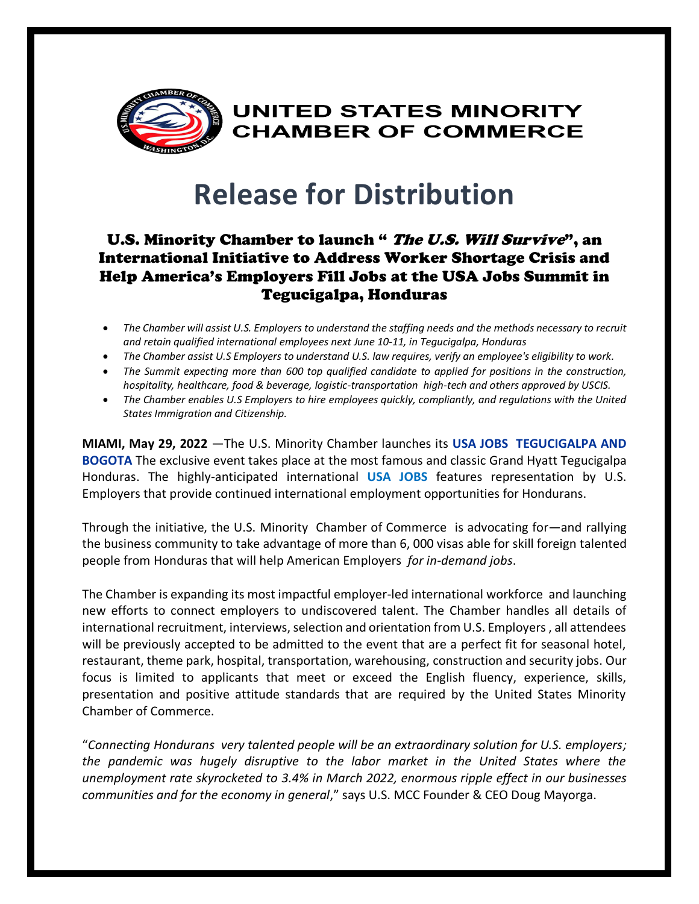**UNITED STATES MINORITY CHAMBER OF COMMERCE**

# Release for Distribution

## U.S. Minority Chamber to launch "*The U.S. Will Survive*", an International Initiative to Address Worker Shortage Crisis and Help America's Employers Fill Jobs at the USA Jobs Summit in Tegucigalpa, Honduras

- *The Chamber will assist U.S. Employers to understand the staffing needs and the methods necessary to recruit and retain qualified international employees next June 10-11, in Tegucigalpa, Honduras*
- *The Chamber assist U.S Employers to understand U.S. law requires, verify an employee's eligibility to work.*
- *The Summit expecting more than 600 top qualified candidate to applied for positions in the construction, hospitality, healthcare, food & beverage, logistic-transportation high-tech and others approved by USCIS.*
- *The Chamber enables U.S Employers to hire employees quickly, compliantly, and regulations with the United States Immigration and Citizenship.*

**MIAMI, May 29, 2022** —The U.S. Minority Chamber launches its **USA JOBS TEGUCIGALPA AND BOGOTA** The exclusive event takes place at the most famous and classic Grand Hyatt Tegucigalpa Honduras. The highly-anticipated international **USA JOBS** features representation by U.S. Employers that provide continued international employment opportunities for Hondurans.

Through the initiative, the U.S. Minority Chamber of Commerce is advocating for—and rallying the business community to take advantage of more than 6, 000 visas able for skill foreign talented people from Honduras that will help American Employers *for in-demand jobs*.

The Chamber is expanding its most impactful employer-led international workforce and launching new efforts to connect employers to undiscovered talent. The Chamber handles all details of international recruitment, interviews, selection and orientation from U.S. Employers , all attendees will be previously accepted to be admitted to the event that are a perfect fit for seasonal hotel, restaurant, theme park, hospital, transportation, warehousing, construction and security jobs. Our focus is limited to applicants that meet or exceed the English fluency, experience, skills, presentation and positive attitude standards that are required by the United States Minority Chamber of Commerce.

"*Connecting Hondurans very talented people will be an extraordinary solution for U.S. employers; the pandemic was hugely disruptive to the labor market in the United States where the unemployment rate skyrocketed to 3.4% in March 2022, enormous ripple effect in our businesses communities and for the economy in general*," says U.S. MCC Founder & CEO Doug Mayorga.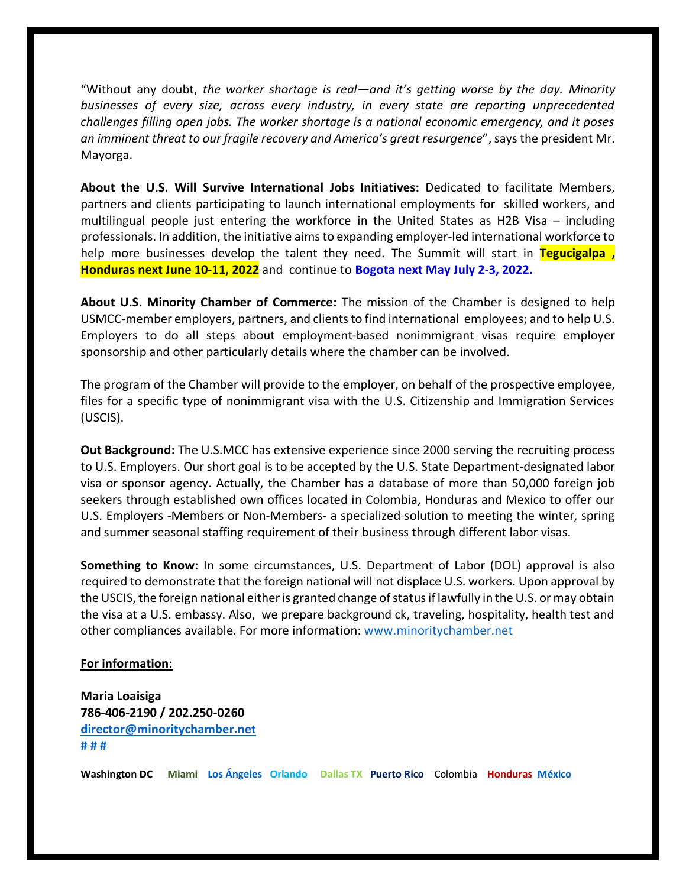"Without any doubt, *the worker shortage is real—and it's getting worse by the day. Minority businesses of every size, across every industry, in every state are reporting unprecedented challenges filling open jobs. The worker shortage is a national economic emergency, and it poses an imminent threat to our fragile recovery and America's great resurgence*", says the president Mr. Mayorga.

**About the U.S. Will Survive International Jobs Initiatives:** Dedicated to facilitate Members, partners and clients participating to launch international employments for skilled workers, and multilingual people just entering the workforce in the United States as H2B Visa – including professionals. In addition, the initiative aims to expanding employer-led international workforce to help more businesses develop the talent they need. The Summit will start in **Tegucigalpa , Honduras next June 10-11, 2022** and continue to **Bogota next May July 2-3, 2022.**

**About U.S. Minority Chamber of Commerce:** The mission of the Chamber is designed to help USMCC-member employers, partners, and clients to find international employees; and to help U.S. Employers to do all steps about employment-based nonimmigrant visas require employer sponsorship and other particularly details where the chamber can be involved.

The program of the Chamber will provide to the employer, on behalf of the prospective employee, files for a specific type of nonimmigrant visa with the U.S. Citizenship and Immigration Services (USCIS).

**Out Background:** The U.S.MCC has extensive experience since 2000 serving the recruiting process to U.S. Employers. Our short goal is to be accepted by the U.S. State Department-designated labor visa or sponsor agency. Actually, the Chamber has a database of more than 50,000 foreign job seekers through established own offices located in Colombia, Honduras and Mexico to offer our U.S. Employers -Members or Non-Members- a specialized solution to meeting the winter, spring and summer seasonal staffing requirement of their business through different labor visas.

**Something to Know:** In some circumstances, U.S. Department of Labor (DOL) approval is also required to demonstrate that the foreign national will not displace U.S. workers. Upon approval by the USCIS, the foreign national either is granted change of status if lawfully in the U.S. or may obtain the visa at a U.S. embassy. Also, we prepare background ck, traveling, hospitality, health test and other compliances available. For more information: www.minoritychamber.net

**For information:**

**Maria Loaisiga**
**786-406-2190 / 202.250-0260**
**director@minoritychamber.net**
**# # #**

**Washington DC** **Miami** **Los Ángeles** **Orlando** **Dallas TX** **Puerto Rico** Colombia **Honduras** **México**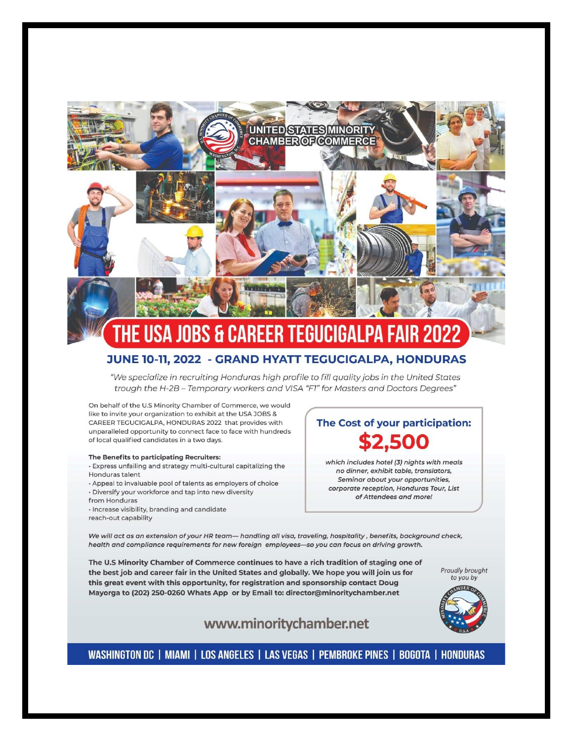UNITED STATES MINORITY CHAMBER OF COMMERCE

# THE USA JOBS & CAREER TEGUCIGALPA FAIR 2022

## JUNE 10-11, 2022 - GRAND HYATT TEGUCIGALPA, HONDURAS

*"We specialize in recruiting Honduras high profile to fill quality jobs in the United States trough the H-2B – Temporary workers and VISA "F1" for Masters and Doctors Degrees"*

On behalf of the U.S Minority Chamber of Commerce, we would like to invite your organization to exhibit at the USA JOBS & CAREER TEGUCIGALPA, HONDURAS 2022 that provides with unparalleled opportunity to connect face to face with hundreds of local qualified candidates in a two days.

**The Benefits to participating Recruiters:**

- Express unfailing and strategy multi-cultural capitalizing the Honduras talent
- Appeal to invaluable pool of talents as employers of choice
- Diversify your workforce and tap into new diversity from Honduras
- Increase visibility, branding and candidate reach-out capability

### The Cost of your participation:

## $2,500

*which includes hotel (3) nights with meals no dinner, exhibit table, translators, Seminar about your opportunities, corporate reception, Honduras Tour, List of Attendees and more!*

***We will act as an extension of your HR team— handling all visa, traveling, hospitality , benefits, background check, health and compliance requirements for new foreign employees—so you can focus on driving growth.***

**The U.S Minority Chamber of Commerce continues to have a rich tradition of staging one of the best job and career fair in the United States and globally. We hope you will join us for this great event with this opportunity, for registration and sponsorship contact Doug Mayorga to (202) 250-0260 Whats App or by Email to: director@minoritychamber.net**

*Proudly brought to you by*

**www.minoritychamber.net**

**WASHINGTON DC | MIAMI | LOS ANGELES | LAS VEGAS | PEMBROKE PINES | BOGOTA | HONDURAS**